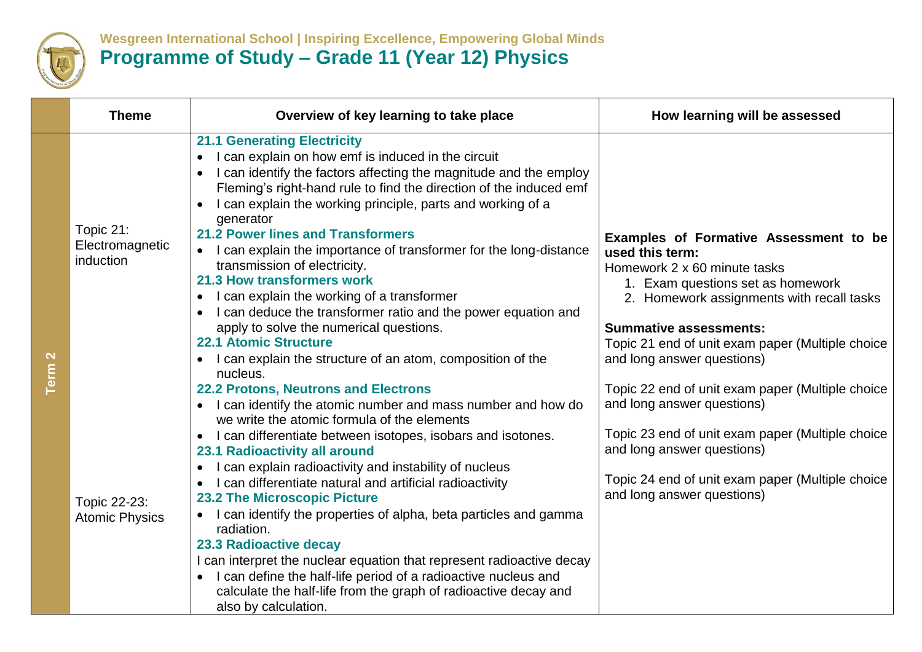Wesgreen International School | Inspiring Excellence, Empowering Global Minds

# Programme of Study – Grade 11 (Year 12) Physics

| | Theme | Overview of key learning to take place | How learning will be assessed |
|---|---|---|---|
| **Term 2** | Topic 21: Electromagnetic induction<br><br>Topic 22-23: Atomic Physics | **21.1 Generating Electricity**<br>• I can explain on how emf is induced in the circuit<br>• I can identify the factors affecting the magnitude and the employ Fleming's right-hand rule to find the direction of the induced emf<br>• I can explain the working principle, parts and working of a generator<br>**21.2 Power lines and Transformers**<br>• I can explain the importance of transformer for the long-distance transmission of electricity.<br>**21.3 How transformers work**<br>• I can explain the working of a transformer<br>• I can deduce the transformer ratio and the power equation and apply to solve the numerical questions.<br>**22.1 Atomic Structure**<br>• I can explain the structure of an atom, composition of the nucleus.<br>**22.2 Protons, Neutrons and Electrons**<br>• I can identify the atomic number and mass number and how do we write the atomic formula of the elements<br>• I can differentiate between isotopes, isobars and isotones.<br>**23.1 Radioactivity all around**<br>• I can explain radioactivity and instability of nucleus<br>• I can differentiate natural and artificial radioactivity<br>**23.2 The Microscopic Picture**<br>• I can identify the properties of alpha, beta particles and gamma radiation.<br>**23.3 Radioactive decay**<br>I can interpret the nuclear equation that represent radioactive decay<br>• I can define the half-life period of a radioactive nucleus and calculate the half-life from the graph of radioactive decay and also by calculation. | **Examples of Formative Assessment to be used this term:**<br>Homework 2 x 60 minute tasks<br>1. Exam questions set as homework<br>2. Homework assignments with recall tasks<br><br>**Summative assessments:**<br>Topic 21 end of unit exam paper (Multiple choice and long answer questions)<br><br>Topic 22 end of unit exam paper (Multiple choice and long answer questions)<br><br>Topic 23 end of unit exam paper (Multiple choice and long answer questions)<br><br>Topic 24 end of unit exam paper (Multiple choice and long answer questions) |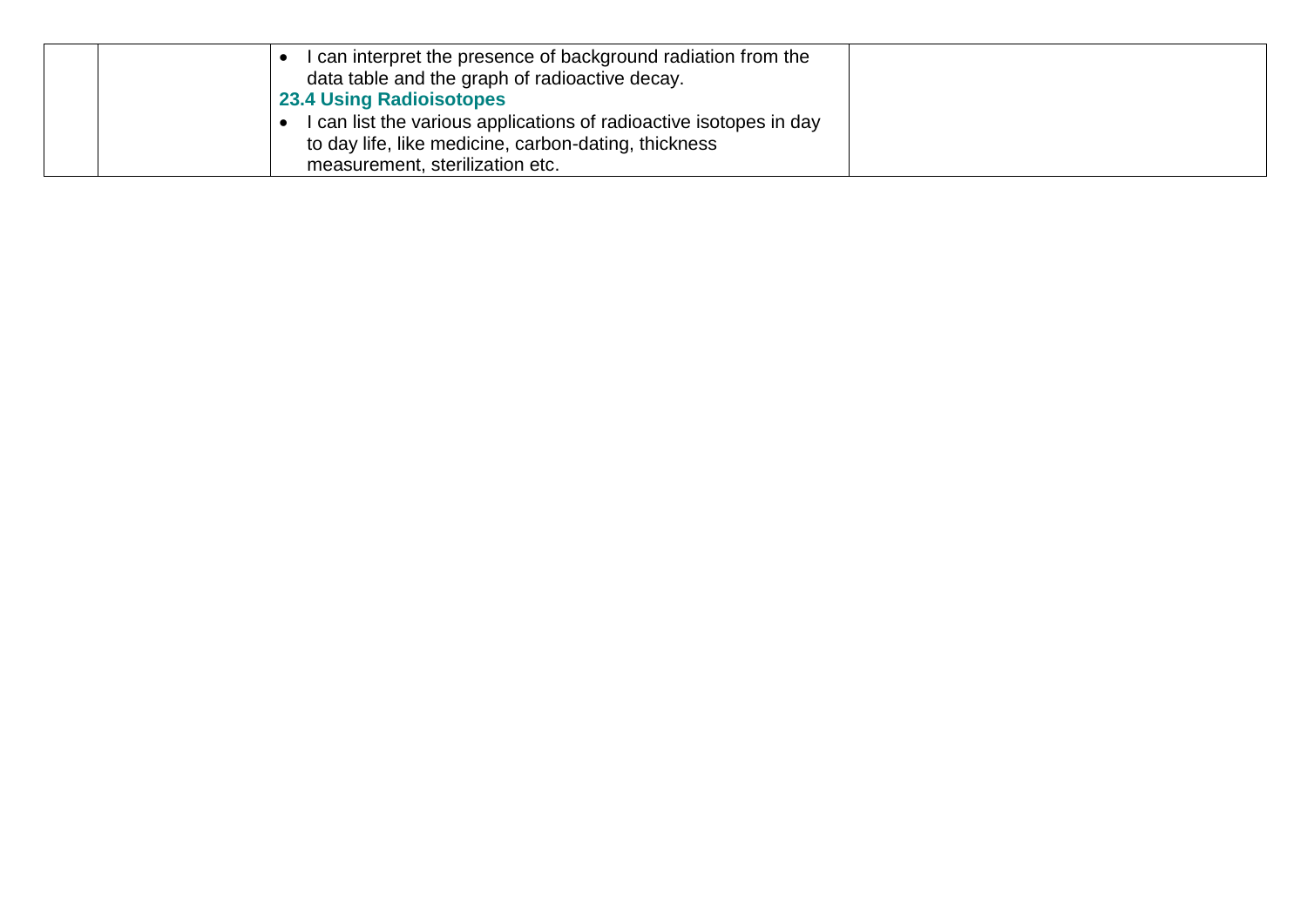| | | | |
|---|---|---|---|
| | | • I can interpret the presence of background radiation from the data table and the graph of radioactive decay.<br>**23.4 Using Radioisotopes**<br>• I can list the various applications of radioactive isotopes in day to day life, like medicine, carbon-dating, thickness measurement, sterilization etc. | |